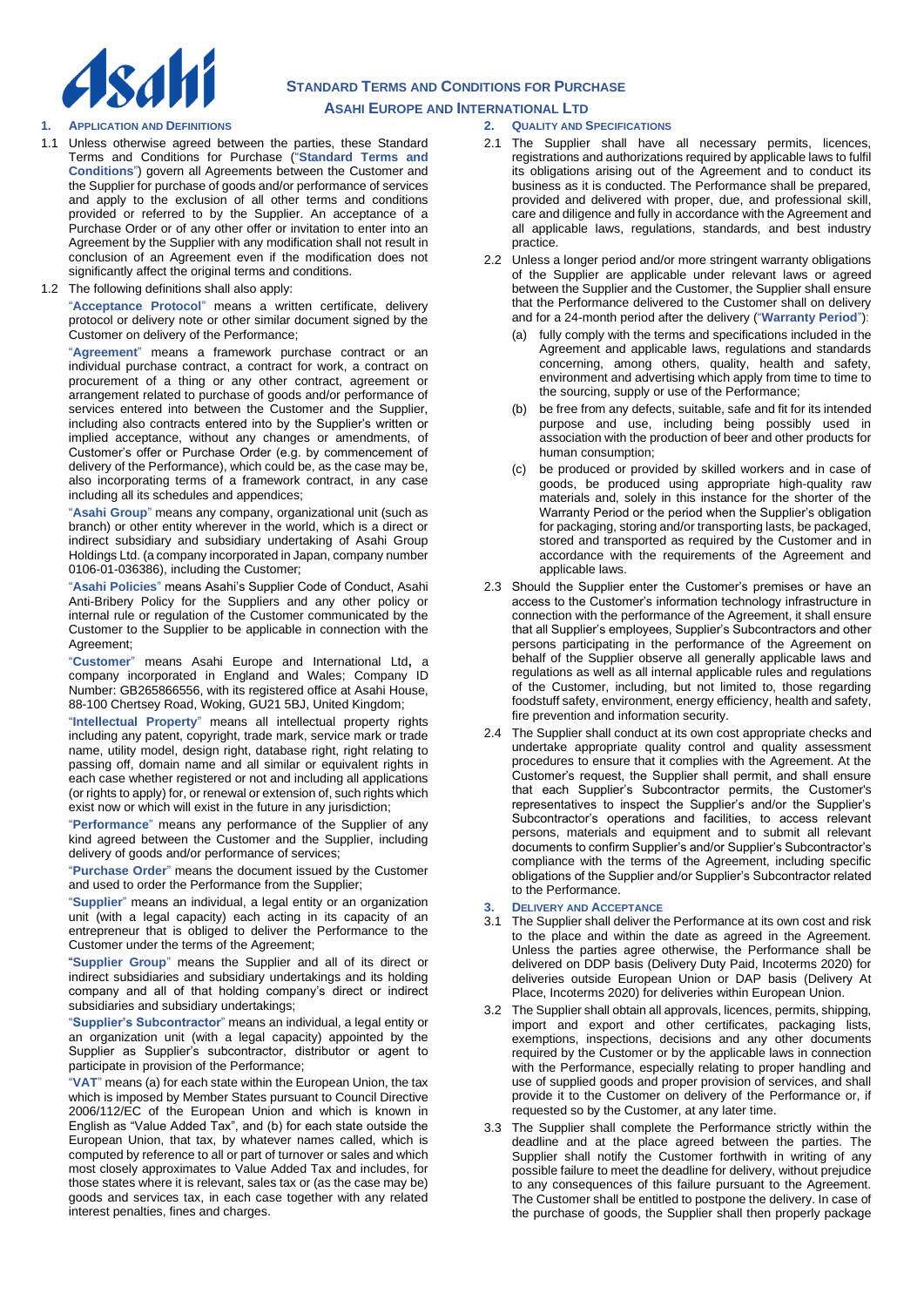# STANDARD TERMS AND CONDITIONS FOR PURCHASE

## ASAHI EUROPE AND INTERNATIONAL LTD

### 1. APPLICATION AND DEFINITIONS

1.1 Unless otherwise agreed between the parties, these Standard Terms and Conditions for Purchase ("**Standard Terms and Conditions**") govern all Agreements between the Customer and the Supplier for purchase of goods and/or performance of services and apply to the exclusion of all other terms and conditions provided or referred to by the Supplier. An acceptance of a Purchase Order or of any other offer or invitation to enter into an Agreement by the Supplier with any modification shall not result in conclusion of an Agreement even if the modification does not significantly affect the original terms and conditions.

1.2 The following definitions shall also apply:

"**Acceptance Protocol**" means a written certificate, delivery protocol or delivery note or other similar document signed by the Customer on delivery of the Performance;

"**Agreement**" means a framework purchase contract or an individual purchase contract, a contract for work, a contract on procurement of a thing or any other contract, agreement or arrangement related to purchase of goods and/or performance of services entered into between the Customer and the Supplier, including also contracts entered into by the Supplier's written or implied acceptance, without any changes or amendments, of Customer's offer or Purchase Order (e.g. by commencement of delivery of the Performance), which could be, as the case may be, also incorporating terms of a framework contract, in any case including all its schedules and appendices;

"**Asahi Group**" means any company, organizational unit (such as branch) or other entity wherever in the world, which is a direct or indirect subsidiary and subsidiary undertaking of Asahi Group Holdings Ltd. (a company incorporated in Japan, company number 0106-01-036386), including the Customer;

"**Asahi Policies**" means Asahi's Supplier Code of Conduct, Asahi Anti-Bribery Policy for the Suppliers and any other policy or internal rule or regulation of the Customer communicated by the Customer to the Supplier to be applicable in connection with the Agreement;

"**Customer**" means Asahi Europe and International Ltd**,** a company incorporated in England and Wales; Company ID Number: GB265866556, with its registered office at Asahi House, 88-100 Chertsey Road, Woking, GU21 5BJ, United Kingdom;

"**Intellectual Property**" means all intellectual property rights including any patent, copyright, trade mark, service mark or trade name, utility model, design right, database right, right relating to passing off, domain name and all similar or equivalent rights in each case whether registered or not and including all applications (or rights to apply) for, or renewal or extension of, such rights which exist now or which will exist in the future in any jurisdiction;

"**Performance**" means any performance of the Supplier of any kind agreed between the Customer and the Supplier, including delivery of goods and/or performance of services;

"**Purchase Order**" means the document issued by the Customer and used to order the Performance from the Supplier;

"**Supplier**" means an individual, a legal entity or an organization unit (with a legal capacity) each acting in its capacity of an entrepreneur that is obliged to deliver the Performance to the Customer under the terms of the Agreement;

"**Supplier Group**" means the Supplier and all of its direct or indirect subsidiaries and subsidiary undertakings and its holding company and all of that holding company's direct or indirect subsidiaries and subsidiary undertakings;

"**Supplier's Subcontractor**" means an individual, a legal entity or an organization unit (with a legal capacity) appointed by the Supplier as Supplier's subcontractor, distributor or agent to participate in provision of the Performance;

"**VAT**" means (a) for each state within the European Union, the tax which is imposed by Member States pursuant to Council Directive 2006/112/EC of the European Union and which is known in English as "Value Added Tax", and (b) for each state outside the European Union, that tax, by whatever names called, which is computed by reference to all or part of turnover or sales and which most closely approximates to Value Added Tax and includes, for those states where it is relevant, sales tax or (as the case may be) goods and services tax, in each case together with any related interest penalties, fines and charges.

### 2. QUALITY AND SPECIFICATIONS

2.1 The Supplier shall have all necessary permits, licences, registrations and authorizations required by applicable laws to fulfil its obligations arising out of the Agreement and to conduct its business as it is conducted. The Performance shall be prepared, provided and delivered with proper, due, and professional skill, care and diligence and fully in accordance with the Agreement and all applicable laws, regulations, standards, and best industry practice.

2.2 Unless a longer period and/or more stringent warranty obligations of the Supplier are applicable under relevant laws or agreed between the Supplier and the Customer, the Supplier shall ensure that the Performance delivered to the Customer shall on delivery and for a 24-month period after the delivery ("**Warranty Period**"):

(a) fully comply with the terms and specifications included in the Agreement and applicable laws, regulations and standards concerning, among others, quality, health and safety, environment and advertising which apply from time to time to the sourcing, supply or use of the Performance;

(b) be free from any defects, suitable, safe and fit for its intended purpose and use, including being possibly used in association with the production of beer and other products for human consumption;

(c) be produced or provided by skilled workers and in case of goods, be produced using appropriate high-quality raw materials and, solely in this instance for the shorter of the Warranty Period or the period when the Supplier's obligation for packaging, storing and/or transporting lasts, be packaged, stored and transported as required by the Customer and in accordance with the requirements of the Agreement and applicable laws.

2.3 Should the Supplier enter the Customer's premises or have an access to the Customer's information technology infrastructure in connection with the performance of the Agreement, it shall ensure that all Supplier's employees, Supplier's Subcontractors and other persons participating in the performance of the Agreement on behalf of the Supplier observe all generally applicable laws and regulations as well as all internal applicable rules and regulations of the Customer, including, but not limited to, those regarding foodstuff safety, environment, energy efficiency, health and safety, fire prevention and information security.

2.4 The Supplier shall conduct at its own cost appropriate checks and undertake appropriate quality control and quality assessment procedures to ensure that it complies with the Agreement. At the Customer's request, the Supplier shall permit, and shall ensure that each Supplier's Subcontractor permits, the Customer's representatives to inspect the Supplier's and/or the Supplier's Subcontractor's operations and facilities, to access relevant persons, materials and equipment and to submit all relevant documents to confirm Supplier's and/or Supplier's Subcontractor's compliance with the terms of the Agreement, including specific obligations of the Supplier and/or Supplier's Subcontractor related to the Performance.

### 3. DELIVERY AND ACCEPTANCE

3.1 The Supplier shall deliver the Performance at its own cost and risk to the place and within the date as agreed in the Agreement. Unless the parties agree otherwise, the Performance shall be delivered on DDP basis (Delivery Duty Paid, Incoterms 2020) for deliveries outside European Union or DAP basis (Delivery At Place, Incoterms 2020) for deliveries within European Union.

3.2 The Supplier shall obtain all approvals, licences, permits, shipping, import and export and other certificates, packaging lists, exemptions, inspections, decisions and any other documents required by the Customer or by the applicable laws in connection with the Performance, especially relating to proper handling and use of supplied goods and proper provision of services, and shall provide it to the Customer on delivery of the Performance or, if requested so by the Customer, at any later time.

3.3 The Supplier shall complete the Performance strictly within the deadline and at the place agreed between the parties. The Supplier shall notify the Customer forthwith in writing of any possible failure to meet the deadline for delivery, without prejudice to any consequences of this failure pursuant to the Agreement. The Customer shall be entitled to postpone the delivery. In case of the purchase of goods, the Supplier shall then properly package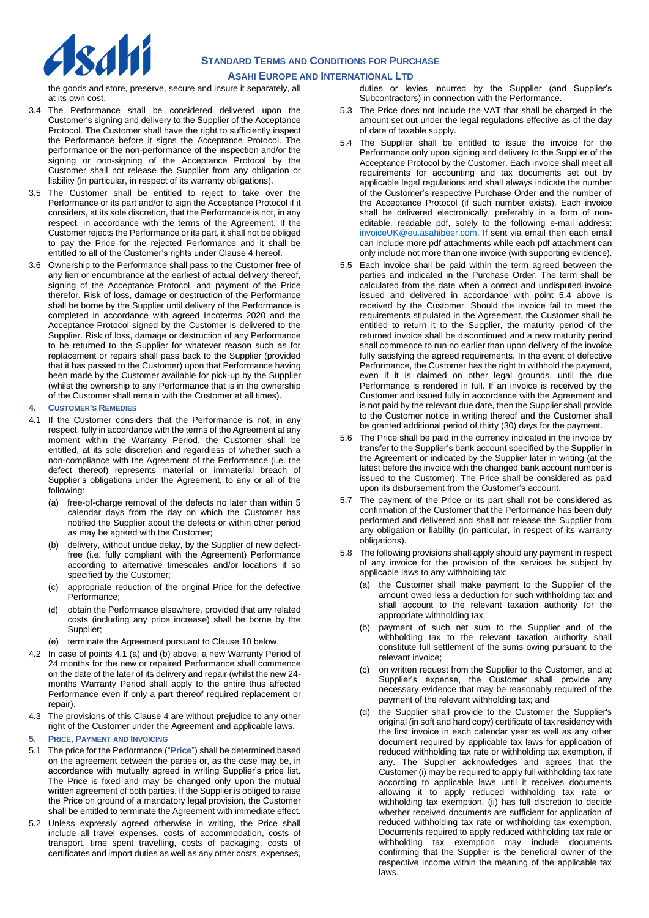the goods and store, preserve, secure and insure it separately, all at its own cost.

3.4 The Performance shall be considered delivered upon the Customer's signing and delivery to the Supplier of the Acceptance Protocol. The Customer shall have the right to sufficiently inspect the Performance before it signs the Acceptance Protocol. The performance or the non-performance of the inspection and/or the signing or non-signing of the Acceptance Protocol by the Customer shall not release the Supplier from any obligation or liability (in particular, in respect of its warranty obligations).

3.5 The Customer shall be entitled to reject to take over the Performance or its part and/or to sign the Acceptance Protocol if it considers, at its sole discretion, that the Performance is not, in any respect, in accordance with the terms of the Agreement. If the Customer rejects the Performance or its part, it shall not be obliged to pay the Price for the rejected Performance and it shall be entitled to all of the Customer's rights under Clause 4 hereof.

3.6 Ownership to the Performance shall pass to the Customer free of any lien or encumbrance at the earliest of actual delivery thereof, signing of the Acceptance Protocol, and payment of the Price therefor. Risk of loss, damage or destruction of the Performance shall be borne by the Supplier until delivery of the Performance is completed in accordance with agreed Incoterms 2020 and the Acceptance Protocol signed by the Customer is delivered to the Supplier. Risk of loss, damage or destruction of any Performance to be returned to the Supplier for whatever reason such as for replacement or repairs shall pass back to the Supplier (provided that it has passed to the Customer) upon that Performance having been made by the Customer available for pick-up by the Supplier (whilst the ownership to any Performance that is in the ownership of the Customer shall remain with the Customer at all times).

## 4. CUSTOMER'S REMEDIES

4.1 If the Customer considers that the Performance is not, in any respect, fully in accordance with the terms of the Agreement at any moment within the Warranty Period, the Customer shall be entitled, at its sole discretion and regardless of whether such a non-compliance with the Agreement of the Performance (i.e. the defect thereof) represents material or immaterial breach of Supplier's obligations under the Agreement, to any or all of the following:

(a) free-of-charge removal of the defects no later than within 5 calendar days from the day on which the Customer has notified the Supplier about the defects or within other period as may be agreed with the Customer;

(b) delivery, without undue delay, by the Supplier of new defect-free (i.e. fully compliant with the Agreement) Performance according to alternative timescales and/or locations if so specified by the Customer;

(c) appropriate reduction of the original Price for the defective Performance;

(d) obtain the Performance elsewhere, provided that any related costs (including any price increase) shall be borne by the Supplier;

(e) terminate the Agreement pursuant to Clause 10 below.

4.2 In case of points 4.1 (a) and (b) above, a new Warranty Period of 24 months for the new or repaired Performance shall commence on the date of the later of its delivery and repair (whilst the new 24-months Warranty Period shall apply to the entire thus affected Performance even if only a part thereof required replacement or repair).

4.3 The provisions of this Clause 4 are without prejudice to any other right of the Customer under the Agreement and applicable laws.

## 5. PRICE, PAYMENT AND INVOICING

5.1 The price for the Performance ("**Price**") shall be determined based on the agreement between the parties or, as the case may be, in accordance with mutually agreed in writing Supplier's price list. The Price is fixed and may be changed only upon the mutual written agreement of both parties. If the Supplier is obliged to raise the Price on ground of a mandatory legal provision, the Customer shall be entitled to terminate the Agreement with immediate effect.

5.2 Unless expressly agreed otherwise in writing, the Price shall include all travel expenses, costs of accommodation, costs of transport, time spent travelling, costs of packaging, costs of certificates and import duties as well as any other costs, expenses, duties or levies incurred by the Supplier (and Supplier's Subcontractors) in connection with the Performance.

5.3 The Price does not include the VAT that shall be charged in the amount set out under the legal regulations effective as of the day of date of taxable supply.

5.4 The Supplier shall be entitled to issue the invoice for the Performance only upon signing and delivery to the Supplier of the Acceptance Protocol by the Customer. Each invoice shall meet all requirements for accounting and tax documents set out by applicable legal regulations and shall always indicate the number of the Customer's respective Purchase Order and the number of the Acceptance Protocol (if such number exists). Each invoice shall be delivered electronically, preferably in a form of non-editable, readable pdf, solely to the following e-mail address: invoiceUK@eu.asahibeer.com. If sent via email then each email can include more pdf attachments while each pdf attachment can only include not more than one invoice (with supporting evidence).

5.5 Each invoice shall be paid within the term agreed between the parties and indicated in the Purchase Order. The term shall be calculated from the date when a correct and undisputed invoice issued and delivered in accordance with point 5.4 above is received by the Customer. Should the invoice fail to meet the requirements stipulated in the Agreement, the Customer shall be entitled to return it to the Supplier, the maturity period of the returned invoice shall be discontinued and a new maturity period shall commence to run no earlier than upon delivery of the invoice fully satisfying the agreed requirements. In the event of defective Performance, the Customer has the right to withhold the payment, even if it is claimed on other legal grounds, until the due Performance is rendered in full. If an invoice is received by the Customer and issued fully in accordance with the Agreement and is not paid by the relevant due date, then the Supplier shall provide to the Customer notice in writing thereof and the Customer shall be granted additional period of thirty (30) days for the payment.

5.6 The Price shall be paid in the currency indicated in the invoice by transfer to the Supplier's bank account specified by the Supplier in the Agreement or indicated by the Supplier later in writing (at the latest before the invoice with the changed bank account number is issued to the Customer). The Price shall be considered as paid upon its disbursement from the Customer's account.

5.7 The payment of the Price or its part shall not be considered as confirmation of the Customer that the Performance has been duly performed and delivered and shall not release the Supplier from any obligation or liability (in particular, in respect of its warranty obligations).

5.8 The following provisions shall apply should any payment in respect of any invoice for the provision of the services be subject by applicable laws to any withholding tax:

(a) the Customer shall make payment to the Supplier of the amount owed less a deduction for such withholding tax and shall account to the relevant taxation authority for the appropriate withholding tax;

(b) payment of such net sum to the Supplier and of the withholding tax to the relevant taxation authority shall constitute full settlement of the sums owing pursuant to the relevant invoice;

(c) on written request from the Supplier to the Customer, and at Supplier's expense, the Customer shall provide any necessary evidence that may be reasonably required of the payment of the relevant withholding tax; and

(d) the Supplier shall provide to the Customer the Supplier's original (in soft and hard copy) certificate of tax residency with the first invoice in each calendar year as well as any other document required by applicable tax laws for application of reduced withholding tax rate or withholding tax exemption, if any. The Supplier acknowledges and agrees that the Customer (i) may be required to apply full withholding tax rate according to applicable laws until it receives documents allowing it to apply reduced withholding tax rate or withholding tax exemption, (ii) has full discretion to decide whether received documents are sufficient for application of reduced withholding tax rate or withholding tax exemption. Documents required to apply reduced withholding tax rate or withholding tax exemption may include documents confirming that the Supplier is the beneficial owner of the respective income within the meaning of the applicable tax laws.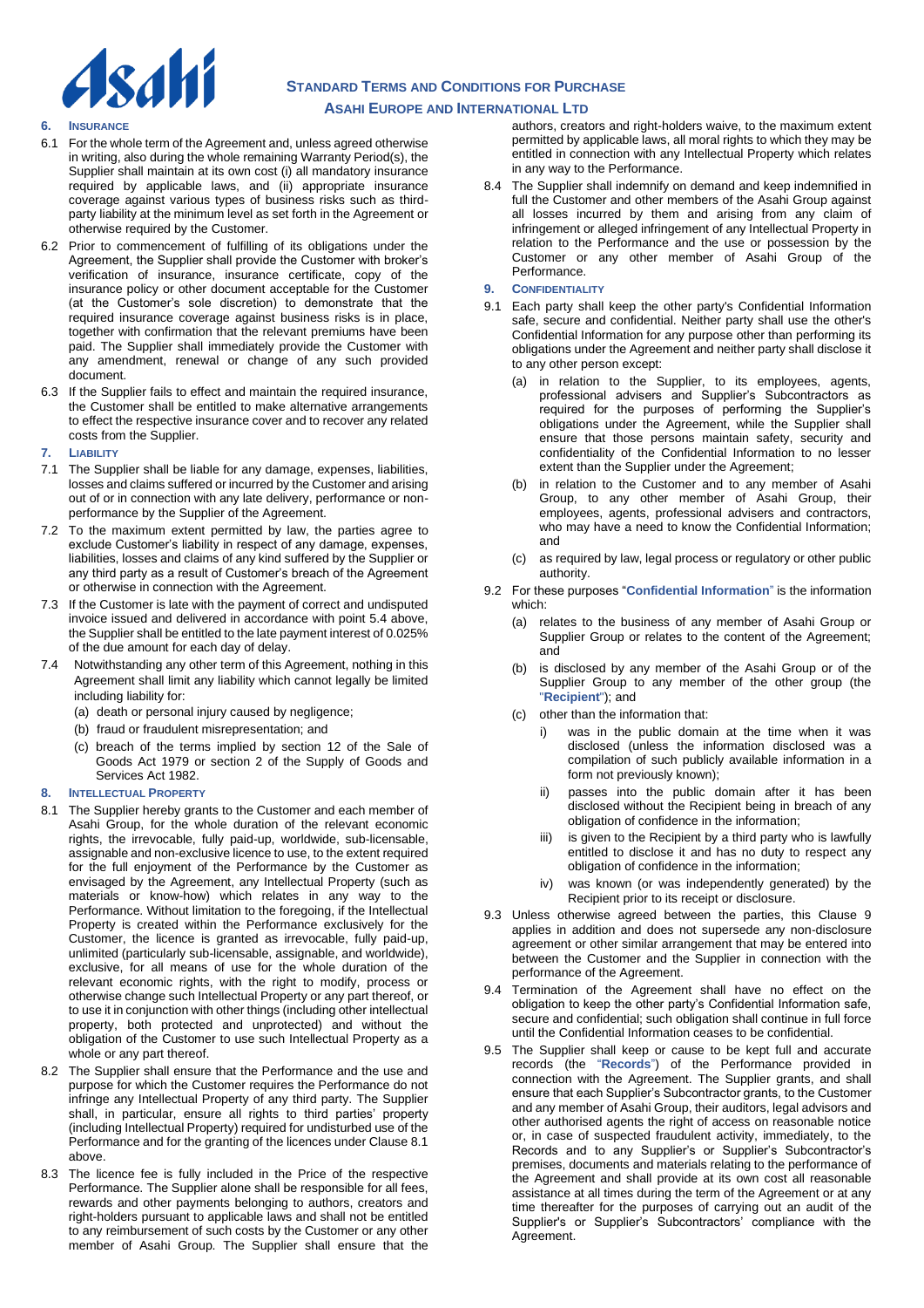## 6. INSURANCE

6.1 For the whole term of the Agreement and, unless agreed otherwise in writing, also during the whole remaining Warranty Period(s), the Supplier shall maintain at its own cost (i) all mandatory insurance required by applicable laws, and (ii) appropriate insurance coverage against various types of business risks such as third-party liability at the minimum level as set forth in the Agreement or otherwise required by the Customer.

6.2 Prior to commencement of fulfilling of its obligations under the Agreement, the Supplier shall provide the Customer with broker's verification of insurance, insurance certificate, copy of the insurance policy or other document acceptable for the Customer (at the Customer's sole discretion) to demonstrate that the required insurance coverage against business risks is in place, together with confirmation that the relevant premiums have been paid. The Supplier shall immediately provide the Customer with any amendment, renewal or change of any such provided document.

6.3 If the Supplier fails to effect and maintain the required insurance, the Customer shall be entitled to make alternative arrangements to effect the respective insurance cover and to recover any related costs from the Supplier.

## 7. LIABILITY

7.1 The Supplier shall be liable for any damage, expenses, liabilities, losses and claims suffered or incurred by the Customer and arising out of or in connection with any late delivery, performance or non-performance by the Supplier of the Agreement.

7.2 To the maximum extent permitted by law, the parties agree to exclude Customer's liability in respect of any damage, expenses, liabilities, losses and claims of any kind suffered by the Supplier or any third party as a result of Customer's breach of the Agreement or otherwise in connection with the Agreement.

7.3 If the Customer is late with the payment of correct and undisputed invoice issued and delivered in accordance with point 5.4 above, the Supplier shall be entitled to the late payment interest of 0.025% of the due amount for each day of delay.

7.4 Notwithstanding any other term of this Agreement, nothing in this Agreement shall limit any liability which cannot legally be limited including liability for:

(a) death or personal injury caused by negligence;

(b) fraud or fraudulent misrepresentation; and

(c) breach of the terms implied by section 12 of the Sale of Goods Act 1979 or section 2 of the Supply of Goods and Services Act 1982.

## 8. INTELLECTUAL PROPERTY

8.1 The Supplier hereby grants to the Customer and each member of Asahi Group, for the whole duration of the relevant economic rights, the irrevocable, fully paid-up, worldwide, sub-licensable, assignable and non-exclusive licence to use, to the extent required for the full enjoyment of the Performance by the Customer as envisaged by the Agreement, any Intellectual Property (such as materials or know-how) which relates in any way to the Performance. Without limitation to the foregoing, if the Intellectual Property is created within the Performance exclusively for the Customer, the licence is granted as irrevocable, fully paid-up, unlimited (particularly sub-licensable, assignable, and worldwide), exclusive, for all means of use for the whole duration of the relevant economic rights, with the right to modify, process or otherwise change such Intellectual Property or any part thereof, or to use it in conjunction with other things (including other intellectual property, both protected and unprotected) and without the obligation of the Customer to use such Intellectual Property as a whole or any part thereof.

8.2 The Supplier shall ensure that the Performance and the use and purpose for which the Customer requires the Performance do not infringe any Intellectual Property of any third party. The Supplier shall, in particular, ensure all rights to third parties' property (including Intellectual Property) required for undisturbed use of the Performance and for the granting of the licences under Clause 8.1 above.

8.3 The licence fee is fully included in the Price of the respective Performance. The Supplier alone shall be responsible for all fees, rewards and other payments belonging to authors, creators and right-holders pursuant to applicable laws and shall not be entitled to any reimbursement of such costs by the Customer or any other member of Asahi Group. The Supplier shall ensure that the authors, creators and right-holders waive, to the maximum extent permitted by applicable laws, all moral rights to which they may be entitled in connection with any Intellectual Property which relates in any way to the Performance.

8.4 The Supplier shall indemnify on demand and keep indemnified in full the Customer and other members of the Asahi Group against all losses incurred by them and arising from any claim of infringement or alleged infringement of any Intellectual Property in relation to the Performance and the use or possession by the Customer or any other member of Asahi Group of the Performance.

## 9. CONFIDENTIALITY

9.1 Each party shall keep the other party's Confidential Information safe, secure and confidential. Neither party shall use the other's Confidential Information for any purpose other than performing its obligations under the Agreement and neither party shall disclose it to any other person except:

(a) in relation to the Supplier, to its employees, agents, professional advisers and Supplier's Subcontractors as required for the purposes of performing the Supplier's obligations under the Agreement, while the Supplier shall ensure that those persons maintain safety, security and confidentiality of the Confidential Information to no lesser extent than the Supplier under the Agreement;

(b) in relation to the Customer and to any member of Asahi Group, to any other member of Asahi Group, their employees, agents, professional advisers and contractors, who may have a need to know the Confidential Information; and

(c) as required by law, legal process or regulatory or other public authority.

9.2 For these purposes "**Confidential Information**" is the information which:

(a) relates to the business of any member of Asahi Group or Supplier Group or relates to the content of the Agreement; and

(b) is disclosed by any member of the Asahi Group or of the Supplier Group to any member of the other group (the "**Recipient**"); and

(c) other than the information that:

i) was in the public domain at the time when it was disclosed (unless the information disclosed was a compilation of such publicly available information in a form not previously known);

ii) passes into the public domain after it has been disclosed without the Recipient being in breach of any obligation of confidence in the information;

iii) is given to the Recipient by a third party who is lawfully entitled to disclose it and has no duty to respect any obligation of confidence in the information;

iv) was known (or was independently generated) by the Recipient prior to its receipt or disclosure.

9.3 Unless otherwise agreed between the parties, this Clause 9 applies in addition and does not supersede any non-disclosure agreement or other similar arrangement that may be entered into between the Customer and the Supplier in connection with the performance of the Agreement.

9.4 Termination of the Agreement shall have no effect on the obligation to keep the other party's Confidential Information safe, secure and confidential; such obligation shall continue in full force until the Confidential Information ceases to be confidential.

9.5 The Supplier shall keep or cause to be kept full and accurate records (the "**Records**") of the Performance provided in connection with the Agreement. The Supplier grants, and shall ensure that each Supplier's Subcontractor grants, to the Customer and any member of Asahi Group, their auditors, legal advisors and other authorised agents the right of access on reasonable notice or, in case of suspected fraudulent activity, immediately, to the Records and to any Supplier's or Supplier's Subcontractor's premises, documents and materials relating to the performance of the Agreement and shall provide at its own cost all reasonable assistance at all times during the term of the Agreement or at any time thereafter for the purposes of carrying out an audit of the Supplier's or Supplier's Subcontractors' compliance with the Agreement.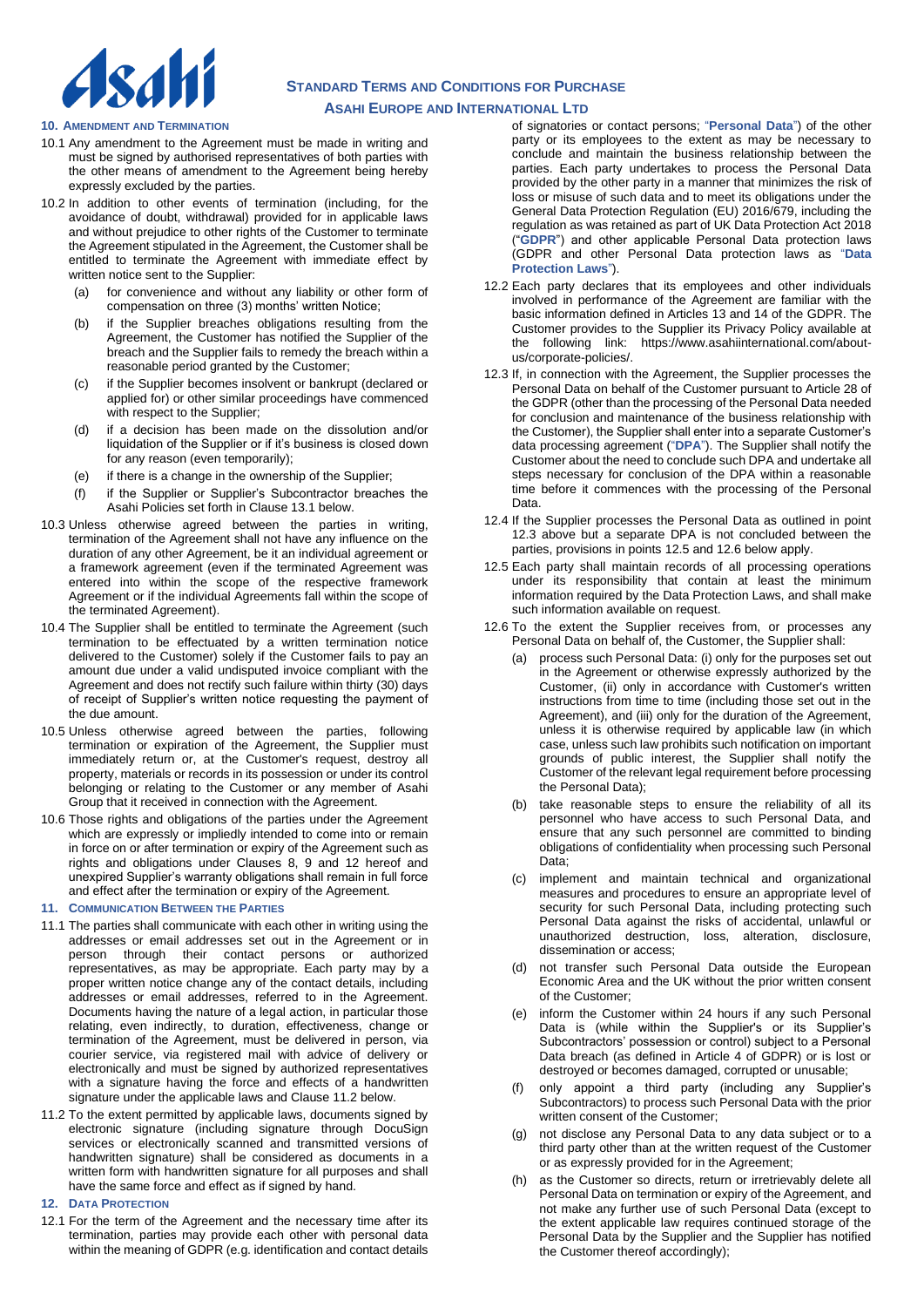## 10. Amendment and Termination

10.1 Any amendment to the Agreement must be made in writing and must be signed by authorised representatives of both parties with the other means of amendment to the Agreement being hereby expressly excluded by the parties.

10.2 In addition to other events of termination (including, for the avoidance of doubt, withdrawal) provided for in applicable laws and without prejudice to other rights of the Customer to terminate the Agreement stipulated in the Agreement, the Customer shall be entitled to terminate the Agreement with immediate effect by written notice sent to the Supplier:

- (a) for convenience and without any liability or other form of compensation on three (3) months' written Notice;
- (b) if the Supplier breaches obligations resulting from the Agreement, the Customer has notified the Supplier of the breach and the Supplier fails to remedy the breach within a reasonable period granted by the Customer;
- (c) if the Supplier becomes insolvent or bankrupt (declared or applied for) or other similar proceedings have commenced with respect to the Supplier;
- (d) if a decision has been made on the dissolution and/or liquidation of the Supplier or if it's business is closed down for any reason (even temporarily);
- (e) if there is a change in the ownership of the Supplier;
- (f) if the Supplier or Supplier's Subcontractor breaches the Asahi Policies set forth in Clause 13.1 below.

10.3 Unless otherwise agreed between the parties in writing, termination of the Agreement shall not have any influence on the duration of any other Agreement, be it an individual agreement or a framework agreement (even if the terminated Agreement was entered into within the scope of the respective framework Agreement or if the individual Agreements fall within the scope of the terminated Agreement).

10.4 The Supplier shall be entitled to terminate the Agreement (such termination to be effectuated by a written termination notice delivered to the Customer) solely if the Customer fails to pay an amount due under a valid undisputed invoice compliant with the Agreement and does not rectify such failure within thirty (30) days of receipt of Supplier's written notice requesting the payment of the due amount.

10.5 Unless otherwise agreed between the parties, following termination or expiration of the Agreement, the Supplier must immediately return or, at the Customer's request, destroy all property, materials or records in its possession or under its control belonging or relating to the Customer or any member of Asahi Group that it received in connection with the Agreement.

10.6 Those rights and obligations of the parties under the Agreement which are expressly or impliedly intended to come into or remain in force on or after termination or expiry of the Agreement such as rights and obligations under Clauses 8, 9 and 12 hereof and unexpired Supplier's warranty obligations shall remain in full force and effect after the termination or expiry of the Agreement.

## 11. Communication Between the Parties

11.1 The parties shall communicate with each other in writing using the addresses or email addresses set out in the Agreement or in person through their contact persons or authorized representatives, as may be appropriate. Each party may by a proper written notice change any of the contact details, including addresses or email addresses, referred to in the Agreement. Documents having the nature of a legal action, in particular those relating, even indirectly, to duration, effectiveness, change or termination of the Agreement, must be delivered in person, via courier service, via registered mail with advice of delivery or electronically and must be signed by authorized representatives with a signature having the force and effects of a handwritten signature under the applicable laws and Clause 11.2 below.

11.2 To the extent permitted by applicable laws, documents signed by electronic signature (including signature through DocuSign services or electronically scanned and transmitted versions of handwritten signature) shall be considered as documents in a written form with handwritten signature for all purposes and shall have the same force and effect as if signed by hand.

## 12. Data Protection

12.1 For the term of the Agreement and the necessary time after its termination, parties may provide each other with personal data within the meaning of GDPR (e.g. identification and contact details of signatories or contact persons; "**Personal Data**") of the other party or its employees to the extent as may be necessary to conclude and maintain the business relationship between the parties. Each party undertakes to process the Personal Data provided by the other party in a manner that minimizes the risk of loss or misuse of such data and to meet its obligations under the General Data Protection Regulation (EU) 2016/679, including the regulation as was retained as part of UK Data Protection Act 2018 ("**GDPR**") and other applicable Personal Data protection laws (GDPR and other Personal Data protection laws as "**Data Protection Laws**").

12.2 Each party declares that its employees and other individuals involved in performance of the Agreement are familiar with the basic information defined in Articles 13 and 14 of the GDPR. The Customer provides to the Supplier its Privacy Policy available at the following link: https://www.asahiinternational.com/about-us/corporate-policies/.

12.3 If, in connection with the Agreement, the Supplier processes the Personal Data on behalf of the Customer pursuant to Article 28 of the GDPR (other than the processing of the Personal Data needed for conclusion and maintenance of the business relationship with the Customer), the Supplier shall enter into a separate Customer's data processing agreement ("**DPA**"). The Supplier shall notify the Customer about the need to conclude such DPA and undertake all steps necessary for conclusion of the DPA within a reasonable time before it commences with the processing of the Personal Data.

12.4 If the Supplier processes the Personal Data as outlined in point 12.3 above but a separate DPA is not concluded between the parties, provisions in points 12.5 and 12.6 below apply.

12.5 Each party shall maintain records of all processing operations under its responsibility that contain at least the minimum information required by the Data Protection Laws, and shall make such information available on request.

12.6 To the extent the Supplier receives from, or processes any Personal Data on behalf of, the Customer, the Supplier shall:

- (a) process such Personal Data: (i) only for the purposes set out in the Agreement or otherwise expressly authorized by the Customer, (ii) only in accordance with Customer's written instructions from time to time (including those set out in the Agreement), and (iii) only for the duration of the Agreement, unless it is otherwise required by applicable law (in which case, unless such law prohibits such notification on important grounds of public interest, the Supplier shall notify the Customer of the relevant legal requirement before processing the Personal Data);
- (b) take reasonable steps to ensure the reliability of all its personnel who have access to such Personal Data, and ensure that any such personnel are committed to binding obligations of confidentiality when processing such Personal Data;
- (c) implement and maintain technical and organizational measures and procedures to ensure an appropriate level of security for such Personal Data, including protecting such Personal Data against the risks of accidental, unlawful or unauthorized destruction, loss, alteration, disclosure, dissemination or access;
- (d) not transfer such Personal Data outside the European Economic Area and the UK without the prior written consent of the Customer;
- (e) inform the Customer within 24 hours if any such Personal Data is (while within the Supplier's or its Supplier's Subcontractors' possession or control) subject to a Personal Data breach (as defined in Article 4 of GDPR) or is lost or destroyed or becomes damaged, corrupted or unusable;
- (f) only appoint a third party (including any Supplier's Subcontractors) to process such Personal Data with the prior written consent of the Customer;
- (g) not disclose any Personal Data to any data subject or to a third party other than at the written request of the Customer or as expressly provided for in the Agreement;
- (h) as the Customer so directs, return or irretrievably delete all Personal Data on termination or expiry of the Agreement, and not make any further use of such Personal Data (except to the extent applicable law requires continued storage of the Personal Data by the Supplier and the Supplier has notified the Customer thereof accordingly);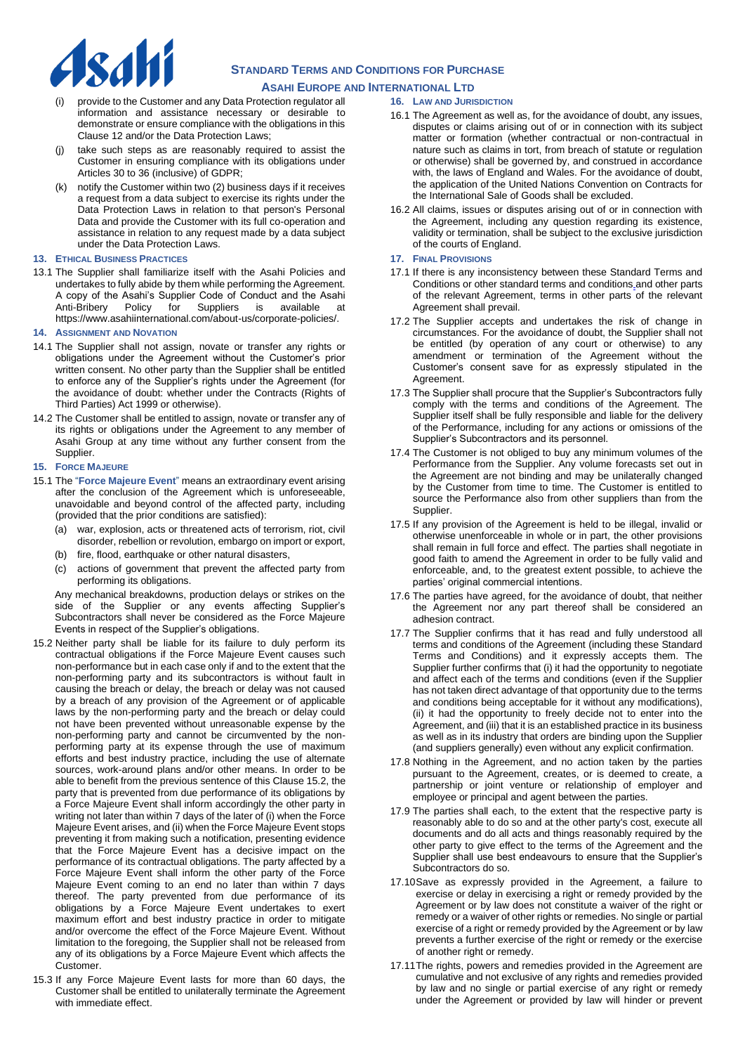(i) provide to the Customer and any Data Protection regulator all information and assistance necessary or desirable to demonstrate or ensure compliance with the obligations in this Clause 12 and/or the Data Protection Laws;

(j) take such steps as are reasonably required to assist the Customer in ensuring compliance with its obligations under Articles 30 to 36 (inclusive) of GDPR;

(k) notify the Customer within two (2) business days if it receives a request from a data subject to exercise its rights under the Data Protection Laws in relation to that person's Personal Data and provide the Customer with its full co-operation and assistance in relation to any request made by a data subject under the Data Protection Laws.

### 13. Ethical Business Practices

13.1 The Supplier shall familiarize itself with the Asahi Policies and undertakes to fully abide by them while performing the Agreement. A copy of the Asahi's Supplier Code of Conduct and the Asahi Anti-Bribery Policy for Suppliers is available at https://www.asahiinternational.com/about-us/corporate-policies/.

### 14. Assignment and Novation

14.1 The Supplier shall not assign, novate or transfer any rights or obligations under the Agreement without the Customer's prior written consent. No other party than the Supplier shall be entitled to enforce any of the Supplier's rights under the Agreement (for the avoidance of doubt: whether under the Contracts (Rights of Third Parties) Act 1999 or otherwise).

14.2 The Customer shall be entitled to assign, novate or transfer any of its rights or obligations under the Agreement to any member of Asahi Group at any time without any further consent from the Supplier.

### 15. Force Majeure

15.1 The "**Force Majeure Event**" means an extraordinary event arising after the conclusion of the Agreement which is unforeseeable, unavoidable and beyond control of the affected party, including (provided that the prior conditions are satisfied):

(a) war, explosion, acts or threatened acts of terrorism, riot, civil disorder, rebellion or revolution, embargo on import or export,

(b) fire, flood, earthquake or other natural disasters,

(c) actions of government that prevent the affected party from performing its obligations.

Any mechanical breakdowns, production delays or strikes on the side of the Supplier or any events affecting Supplier's Subcontractors shall never be considered as the Force Majeure Events in respect of the Supplier's obligations.

15.2 Neither party shall be liable for its failure to duly perform its contractual obligations if the Force Majeure Event causes such non-performance but in each case only if and to the extent that the non-performing party and its subcontractors is without fault in causing the breach or delay, the breach or delay was not caused by a breach of any provision of the Agreement or of applicable laws by the non-performing party and the breach or delay could not have been prevented without unreasonable expense by the non-performing party and cannot be circumvented by the non-performing party at its expense through the use of maximum efforts and best industry practice, including the use of alternate sources, work-around plans and/or other means. In order to be able to benefit from the previous sentence of this Clause 15.2, the party that is prevented from due performance of its obligations by a Force Majeure Event shall inform accordingly the other party in writing not later than within 7 days of the later of (i) when the Force Majeure Event arises, and (ii) when the Force Majeure Event stops preventing it from making such a notification, presenting evidence that the Force Majeure Event has a decisive impact on the performance of its contractual obligations. The party affected by a Force Majeure Event shall inform the other party of the Force Majeure Event coming to an end no later than within 7 days thereof. The party prevented from due performance of its obligations by a Force Majeure Event undertakes to exert maximum effort and best industry practice in order to mitigate and/or overcome the effect of the Force Majeure Event. Without limitation to the foregoing, the Supplier shall not be released from any of its obligations by a Force Majeure Event which affects the Customer.

15.3 If any Force Majeure Event lasts for more than 60 days, the Customer shall be entitled to unilaterally terminate the Agreement with immediate effect.

### 16. Law and Jurisdiction

16.1 The Agreement as well as, for the avoidance of doubt, any issues, disputes or claims arising out of or in connection with its subject matter or formation (whether contractual or non-contractual in nature such as claims in tort, from breach of statute or regulation or otherwise) shall be governed by, and construed in accordance with, the laws of England and Wales. For the avoidance of doubt, the application of the United Nations Convention on Contracts for the International Sale of Goods shall be excluded.

16.2 All claims, issues or disputes arising out of or in connection with the Agreement, including any question regarding its existence, validity or termination, shall be subject to the exclusive jurisdiction of the courts of England.

### 17. Final Provisions

17.1 If there is any inconsistency between these Standard Terms and Conditions or other standard terms and conditions and other parts of the relevant Agreement, terms in other parts of the relevant Agreement shall prevail.

17.2 The Supplier accepts and undertakes the risk of change in circumstances. For the avoidance of doubt, the Supplier shall not be entitled (by operation of any court or otherwise) to any amendment or termination of the Agreement without the Customer's consent save for as expressly stipulated in the Agreement.

17.3 The Supplier shall procure that the Supplier's Subcontractors fully comply with the terms and conditions of the Agreement. The Supplier itself shall be fully responsible and liable for the delivery of the Performance, including for any actions or omissions of the Supplier's Subcontractors and its personnel.

17.4 The Customer is not obliged to buy any minimum volumes of the Performance from the Supplier. Any volume forecasts set out in the Agreement are not binding and may be unilaterally changed by the Customer from time to time. The Customer is entitled to source the Performance also from other suppliers than from the Supplier.

17.5 If any provision of the Agreement is held to be illegal, invalid or otherwise unenforceable in whole or in part, the other provisions shall remain in full force and effect. The parties shall negotiate in good faith to amend the Agreement in order to be fully valid and enforceable, and, to the greatest extent possible, to achieve the parties' original commercial intentions.

17.6 The parties have agreed, for the avoidance of doubt, that neither the Agreement nor any part thereof shall be considered an adhesion contract.

17.7 The Supplier confirms that it has read and fully understood all terms and conditions of the Agreement (including these Standard Terms and Conditions) and it expressly accepts them. The Supplier further confirms that (i) it had the opportunity to negotiate and affect each of the terms and conditions (even if the Supplier has not taken direct advantage of that opportunity due to the terms and conditions being acceptable for it without any modifications), (ii) it had the opportunity to freely decide not to enter into the Agreement, and (iii) that it is an established practice in its business as well as in its industry that orders are binding upon the Supplier (and suppliers generally) even without any explicit confirmation.

17.8 Nothing in the Agreement, and no action taken by the parties pursuant to the Agreement, creates, or is deemed to create, a partnership or joint venture or relationship of employer and employee or principal and agent between the parties.

17.9 The parties shall each, to the extent that the respective party is reasonably able to do so and at the other party's cost, execute all documents and do all acts and things reasonably required by the other party to give effect to the terms of the Agreement and the Supplier shall use best endeavours to ensure that the Supplier's Subcontractors do so.

17.10 Save as expressly provided in the Agreement, a failure to exercise or delay in exercising a right or remedy provided by the Agreement or by law does not constitute a waiver of the right or remedy or a waiver of other rights or remedies. No single or partial exercise of a right or remedy provided by the Agreement or by law prevents a further exercise of the right or remedy or the exercise of another right or remedy.

17.11 The rights, powers and remedies provided in the Agreement are cumulative and not exclusive of any rights and remedies provided by law and no single or partial exercise of any right or remedy under the Agreement or provided by law will hinder or prevent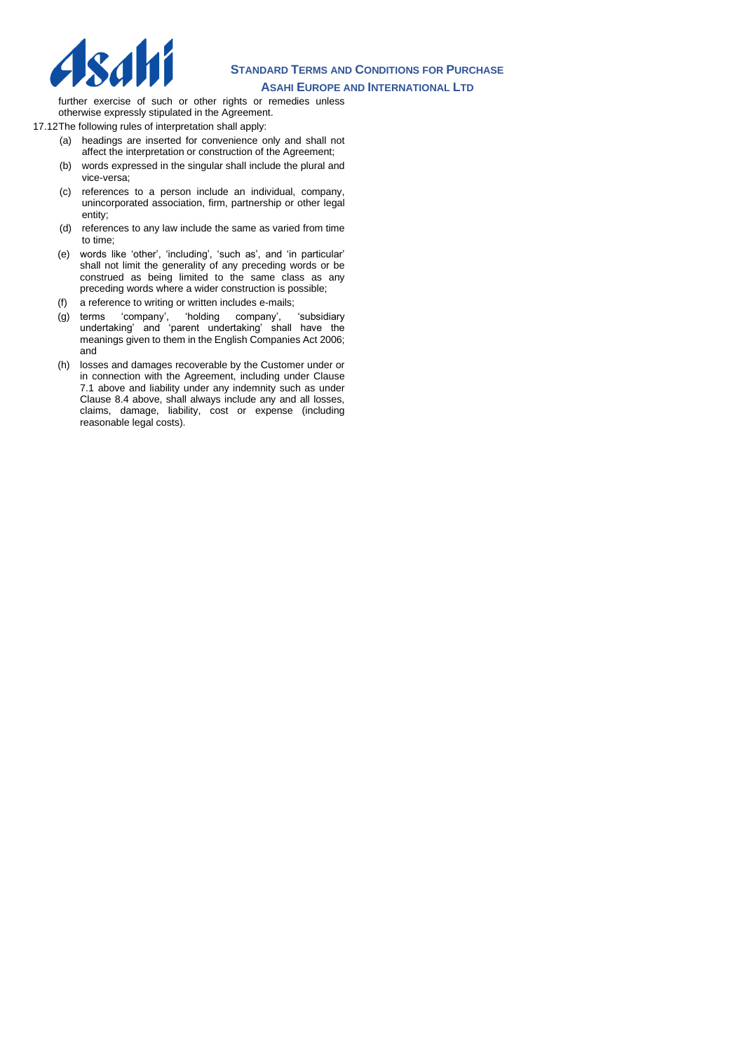further exercise of such or other rights or remedies unless otherwise expressly stipulated in the Agreement.

17.12 The following rules of interpretation shall apply:

(a) headings are inserted for convenience only and shall not affect the interpretation or construction of the Agreement;

(b) words expressed in the singular shall include the plural and vice-versa;

(c) references to a person include an individual, company, unincorporated association, firm, partnership or other legal entity;

(d) references to any law include the same as varied from time to time;

(e) words like 'other', 'including', 'such as', and 'in particular' shall not limit the generality of any preceding words or be construed as being limited to the same class as any preceding words where a wider construction is possible;

(f) a reference to writing or written includes e-mails;

(g) terms 'company', 'holding company', 'subsidiary undertaking' and 'parent undertaking' shall have the meanings given to them in the English Companies Act 2006; and

(h) losses and damages recoverable by the Customer under or in connection with the Agreement, including under Clause 7.1 above and liability under any indemnity such as under Clause 8.4 above, shall always include any and all losses, claims, damage, liability, cost or expense (including reasonable legal costs).